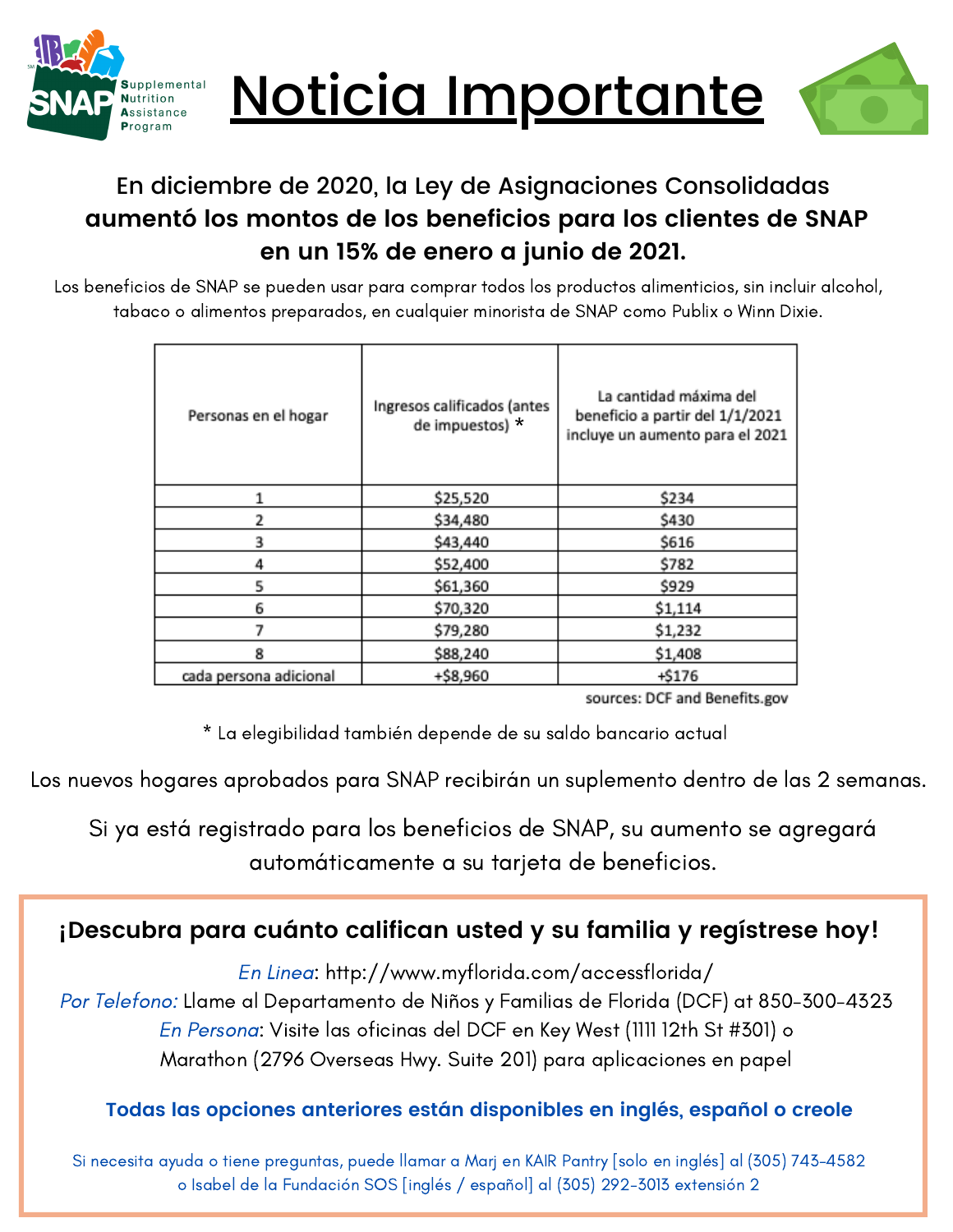# Noticia Importante

**En diciembre de 2020, la Ley de Asignaciones Consolidadas aumentó los montos de los beneficios para los clientes de SNAP en un 15% de enero a junio de 2021.**

Los beneficios de SNAP se pueden usar para comprar todos los productos alimenticios, sin incluir alcohol, tabaco o alimentos preparados, en cualquier minorista de SNAP como Publix o Winn Dixie.

| Personas en el hogar | Ingresos calificados (antes de impuestos) * | La cantidad máxima del beneficio a partir del 1/1/2021 incluye un aumento para el 2021 |
|---|---|---|
| 1 | $25,520 | $234 |
| 2 | $34,480 | $430 |
| 3 | $43,440 | $616 |
| 4 | $52,400 | $782 |
| 5 | $61,360 | $929 |
| 6 | $70,320 | $1,114 |
| 7 | $79,280 | $1,232 |
| 8 | $88,240 | $1,408 |
| cada persona adicional | +$8,960 | +$176 |

sources: DCF and Benefits.gov

* La elegibilidad también depende de su saldo bancario actual

Los nuevos hogares aprobados para SNAP recibirán un suplemento dentro de las 2 semanas.

Si ya está registrado para los beneficios de SNAP, su aumento se agregará automáticamente a su tarjeta de beneficios.

## ¡Descubra para cuánto califican usted y su familia y regístrese hoy!

*En Linea*: http://www.myflorida.com/accessflorida/

*Por Telefono:* Llame al Departamento de Niños y Familias de Florida (DCF) at 850-300-4323

*En Persona*: Visite las oficinas del DCF en Key West (1111 12th St #301) o Marathon (2796 Overseas Hwy. Suite 201) para aplicaciones en papel

**Todas las opciones anteriores están disponibles en inglés, español o creole**

Si necesita ayuda o tiene preguntas, puede llamar a Marj en KAIR Pantry [solo en inglés] al (305) 743-4582 o Isabel de la Fundación SOS [inglés / español] al (305) 292-3013 extensión 2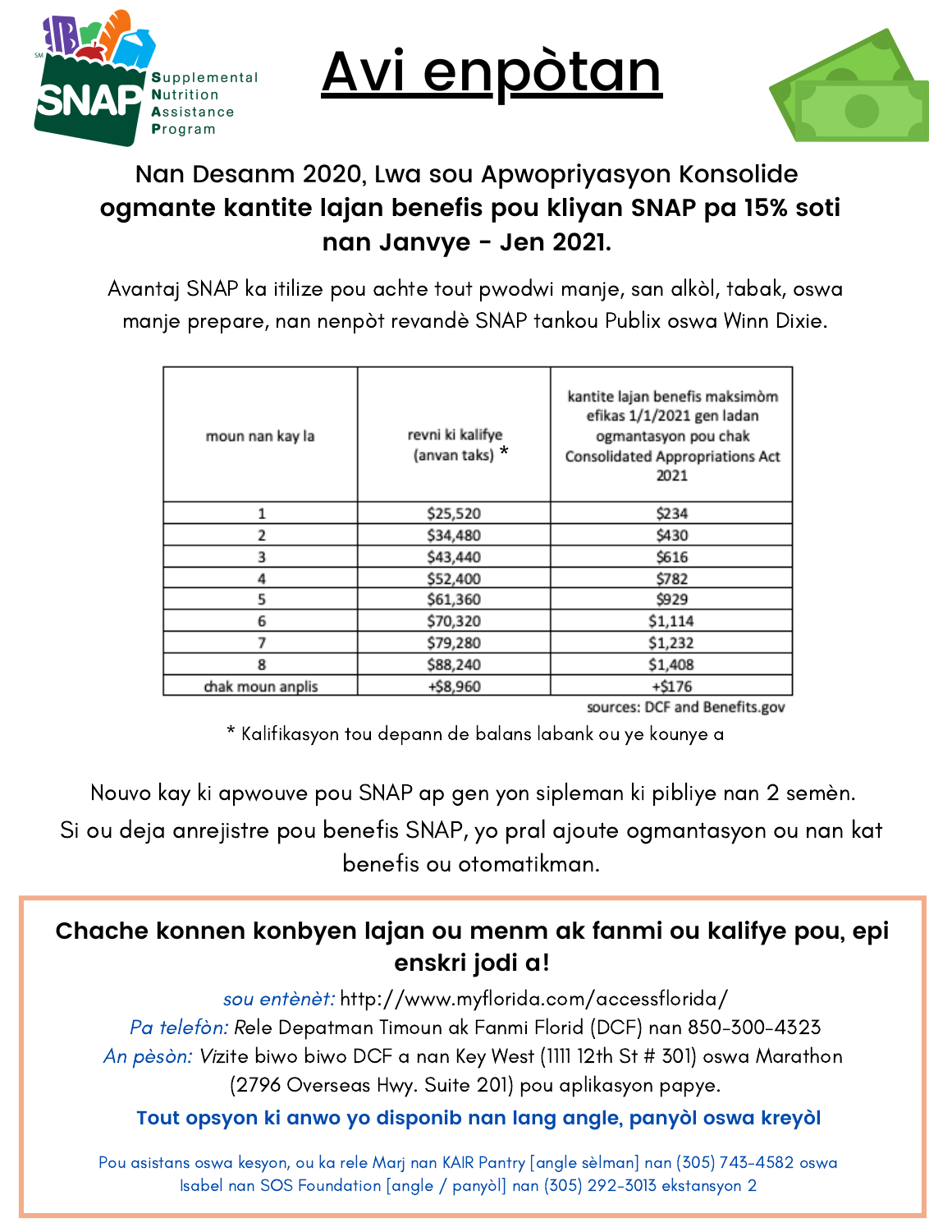# Avi enpòtan

**Nan Desanm 2020, Lwa sou Apwopriyasyon Konsolide ogmante kantite lajan benefis pou kliyan SNAP pa 15% soti nan Janvye - Jen 2021.**

Avantaj SNAP ka itilize pou achte tout pwodwi manje, san alkòl, tabak, oswa manje prepare, nan nenpòt revandè SNAP tankou Publix oswa Winn Dixie.

| moun nan kay la | revni ki kalifye (anvan taks) * | kantite lajan benefis maksimòm efikas 1/1/2021 gen ladan ogmantasyon pou chak Consolidated Appropriations Act 2021 |
|---|---|---|
| 1 | $25,520 | $234 |
| 2 | $34,480 | $430 |
| 3 | $43,440 | $616 |
| 4 | $52,400 | $782 |
| 5 | $61,360 | $929 |
| 6 | $70,320 | $1,114 |
| 7 | $79,280 | $1,232 |
| 8 | $88,240 | $1,408 |
| chak moun anplis | +$8,960 | +$176 |

sources: DCF and Benefits.gov

* Kalifikasyon tou depann de balans labank ou ye kounye a

Nouvo kay ki apwouve pou SNAP ap gen yon sipleman ki pibliye nan 2 semèn.
Si ou deja anrejistre pou benefis SNAP, yo pral ajoute ogmantasyon ou nan kat benefis ou otomatikman.

**Chache konnen konbyen lajan ou menm ak fanmi ou kalifye pou, epi enskri jodi a!**

*sou entènèt:* http://www.myflorida.com/accessflorida/
*Pa telefòn:* Rele Depatman Timoun ak Fanmi Florid (DCF) nan 850-300-4323
*An pèsòn:* Vizite biwo biwo DCF a nan Key West (1111 12th St # 301) oswa Marathon (2796 Overseas Hwy. Suite 201) pou aplikasyon papye.

**Tout opsyon ki anwo yo disponib nan lang angle, panyòl oswa kreyòl**

Pou asistans oswa kesyon, ou ka rele Marj nan KAIR Pantry [angle sèlman] nan (305) 743-4582 oswa Isabel nan SOS Foundation [angle / panyòl] nan (305) 292-3013 ekstansyon 2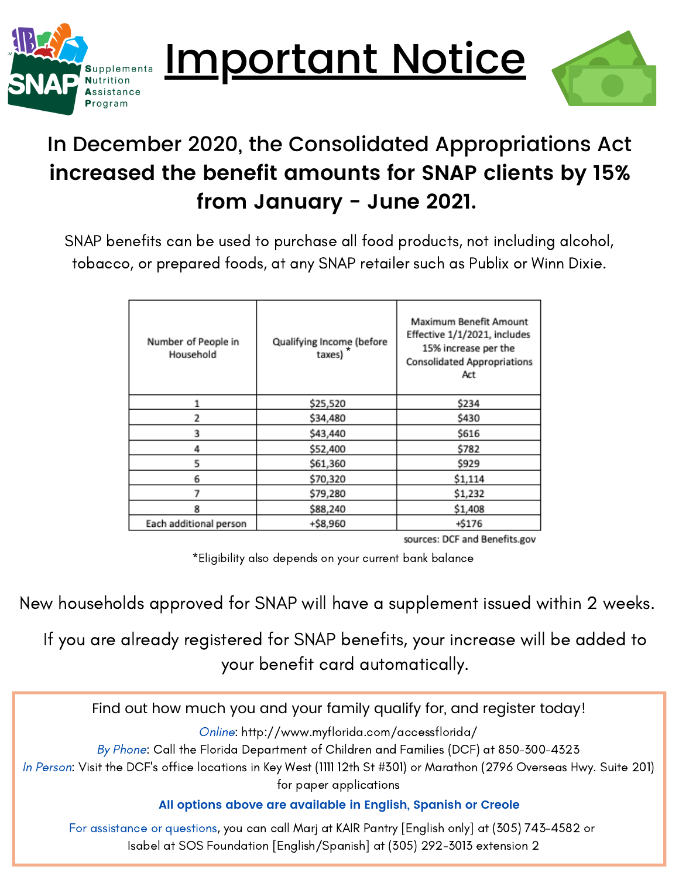# Important Notice

## In December 2020, the Consolidated Appropriations Act increased the benefit amounts for SNAP clients by 15% from January - June 2021.

SNAP benefits can be used to purchase all food products, not including alcohol, tobacco, or prepared foods, at any SNAP retailer such as Publix or Winn Dixie.

| Number of People in Household | Qualifying Income (before taxes) * | Maximum Benefit Amount Effective 1/1/2021, includes 15% increase per the Consolidated Appropriations Act |
|---|---|---|
| 1 | $25,520 | $234 |
| 2 | $34,480 | $430 |
| 3 | $43,440 | $616 |
| 4 | $52,400 | $782 |
| 5 | $61,360 | $929 |
| 6 | $70,320 | $1,114 |
| 7 | $79,280 | $1,232 |
| 8 | $88,240 | $1,408 |
| Each additional person | +$8,960 | +$176 |

sources: DCF and Benefits.gov

*Eligibility also depends on your current bank balance

New households approved for SNAP will have a supplement issued within 2 weeks.

If you are already registered for SNAP benefits, your increase will be added to your benefit card automatically.

Find out how much you and your family qualify for, and register today!

*Online*: http://www.myflorida.com/accessflorida/

*By Phone*: Call the Florida Department of Children and Families (DCF) at 850-300-4323

*In Person*: Visit the DCF's office locations in Key West (1111 12th St #301) or Marathon (2796 Overseas Hwy. Suite 201) for paper applications

**All options above are available in English, Spanish or Creole**

For assistance or questions, you can call Marj at KAIR Pantry [English only] at (305) 743-4582 or Isabel at SOS Foundation [English/Spanish] at (305) 292-3013 extension 2